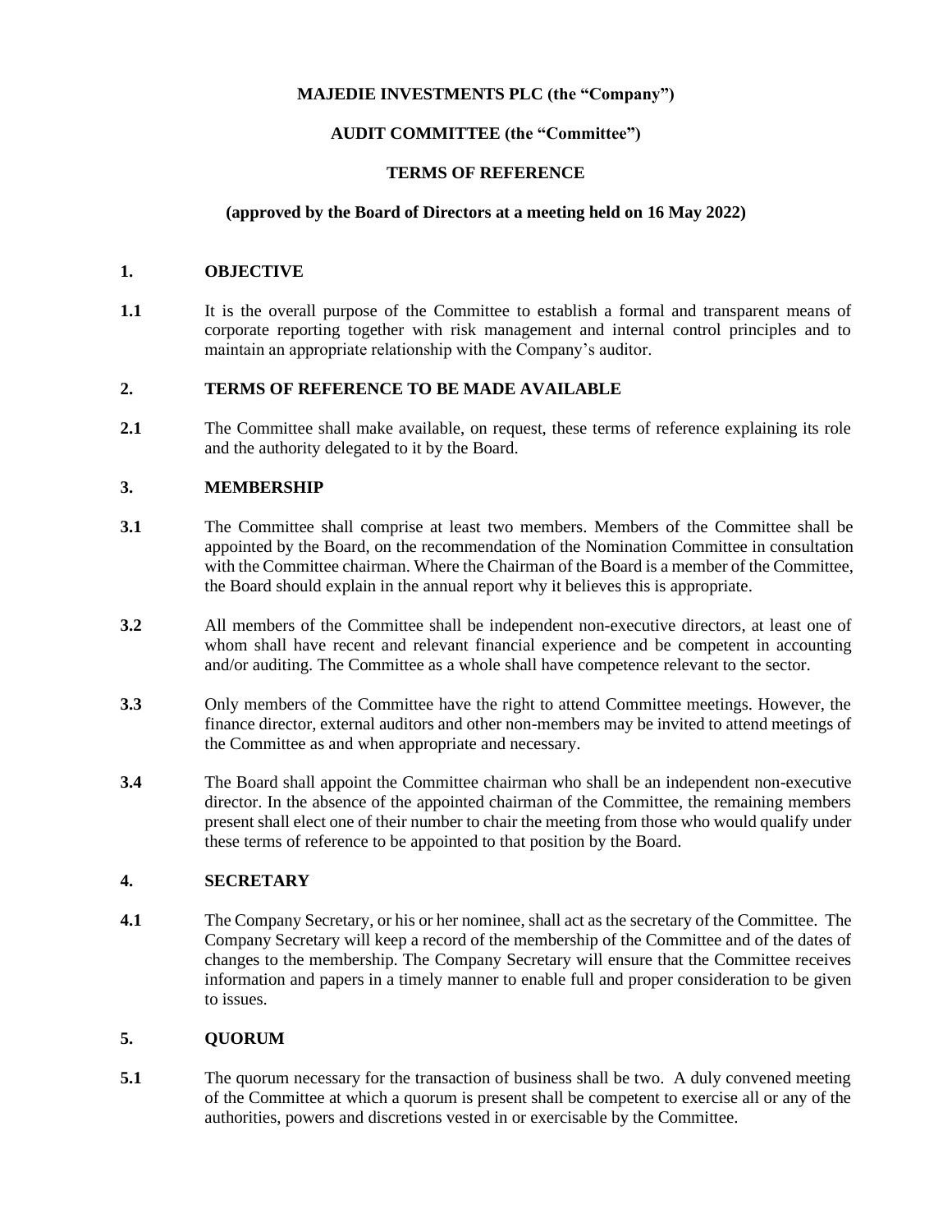**MAJEDIE INVESTMENTS PLC (the "Company")**

**AUDIT COMMITTEE (the "Committee")**

**TERMS OF REFERENCE**

**(approved by the Board of Directors at a meeting held on 16 May 2022)**

## 1. OBJECTIVE

**1.1** It is the overall purpose of the Committee to establish a formal and transparent means of corporate reporting together with risk management and internal control principles and to maintain an appropriate relationship with the Company's auditor.

## 2. TERMS OF REFERENCE TO BE MADE AVAILABLE

**2.1** The Committee shall make available, on request, these terms of reference explaining its role and the authority delegated to it by the Board.

## 3. MEMBERSHIP

**3.1** The Committee shall comprise at least two members. Members of the Committee shall be appointed by the Board, on the recommendation of the Nomination Committee in consultation with the Committee chairman. Where the Chairman of the Board is a member of the Committee, the Board should explain in the annual report why it believes this is appropriate.

**3.2** All members of the Committee shall be independent non-executive directors, at least one of whom shall have recent and relevant financial experience and be competent in accounting and/or auditing. The Committee as a whole shall have competence relevant to the sector.

**3.3** Only members of the Committee have the right to attend Committee meetings. However, the finance director, external auditors and other non-members may be invited to attend meetings of the Committee as and when appropriate and necessary.

**3.4** The Board shall appoint the Committee chairman who shall be an independent non-executive director. In the absence of the appointed chairman of the Committee, the remaining members present shall elect one of their number to chair the meeting from those who would qualify under these terms of reference to be appointed to that position by the Board.

## 4. SECRETARY

**4.1** The Company Secretary, or his or her nominee, shall act as the secretary of the Committee. The Company Secretary will keep a record of the membership of the Committee and of the dates of changes to the membership. The Company Secretary will ensure that the Committee receives information and papers in a timely manner to enable full and proper consideration to be given to issues.

## 5. QUORUM

**5.1** The quorum necessary for the transaction of business shall be two. A duly convened meeting of the Committee at which a quorum is present shall be competent to exercise all or any of the authorities, powers and discretions vested in or exercisable by the Committee.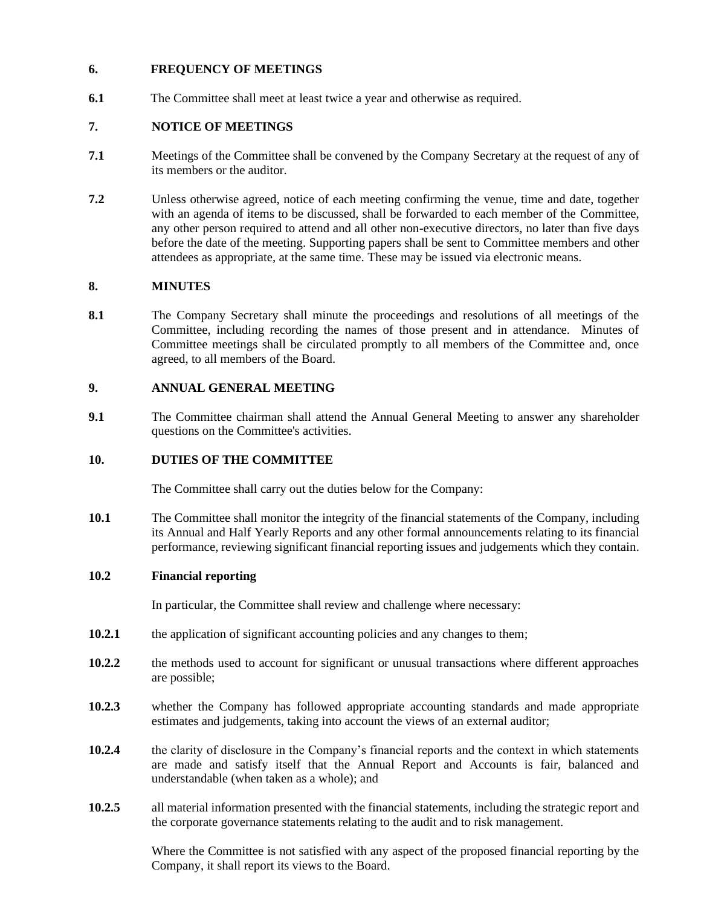## 6. FREQUENCY OF MEETINGS

**6.1** The Committee shall meet at least twice a year and otherwise as required.

## 7. NOTICE OF MEETINGS

**7.1** Meetings of the Committee shall be convened by the Company Secretary at the request of any of its members or the auditor.

**7.2** Unless otherwise agreed, notice of each meeting confirming the venue, time and date, together with an agenda of items to be discussed, shall be forwarded to each member of the Committee, any other person required to attend and all other non-executive directors, no later than five days before the date of the meeting. Supporting papers shall be sent to Committee members and other attendees as appropriate, at the same time. These may be issued via electronic means.

## 8. MINUTES

**8.1** The Company Secretary shall minute the proceedings and resolutions of all meetings of the Committee, including recording the names of those present and in attendance. Minutes of Committee meetings shall be circulated promptly to all members of the Committee and, once agreed, to all members of the Board.

## 9. ANNUAL GENERAL MEETING

**9.1** The Committee chairman shall attend the Annual General Meeting to answer any shareholder questions on the Committee's activities.

## 10. DUTIES OF THE COMMITTEE

The Committee shall carry out the duties below for the Company:

**10.1** The Committee shall monitor the integrity of the financial statements of the Company, including its Annual and Half Yearly Reports and any other formal announcements relating to its financial performance, reviewing significant financial reporting issues and judgements which they contain.

### 10.2 Financial reporting

In particular, the Committee shall review and challenge where necessary:

**10.2.1** the application of significant accounting policies and any changes to them;

**10.2.2** the methods used to account for significant or unusual transactions where different approaches are possible;

**10.2.3** whether the Company has followed appropriate accounting standards and made appropriate estimates and judgements, taking into account the views of an external auditor;

**10.2.4** the clarity of disclosure in the Company's financial reports and the context in which statements are made and satisfy itself that the Annual Report and Accounts is fair, balanced and understandable (when taken as a whole); and

**10.2.5** all material information presented with the financial statements, including the strategic report and the corporate governance statements relating to the audit and to risk management.

Where the Committee is not satisfied with any aspect of the proposed financial reporting by the Company, it shall report its views to the Board.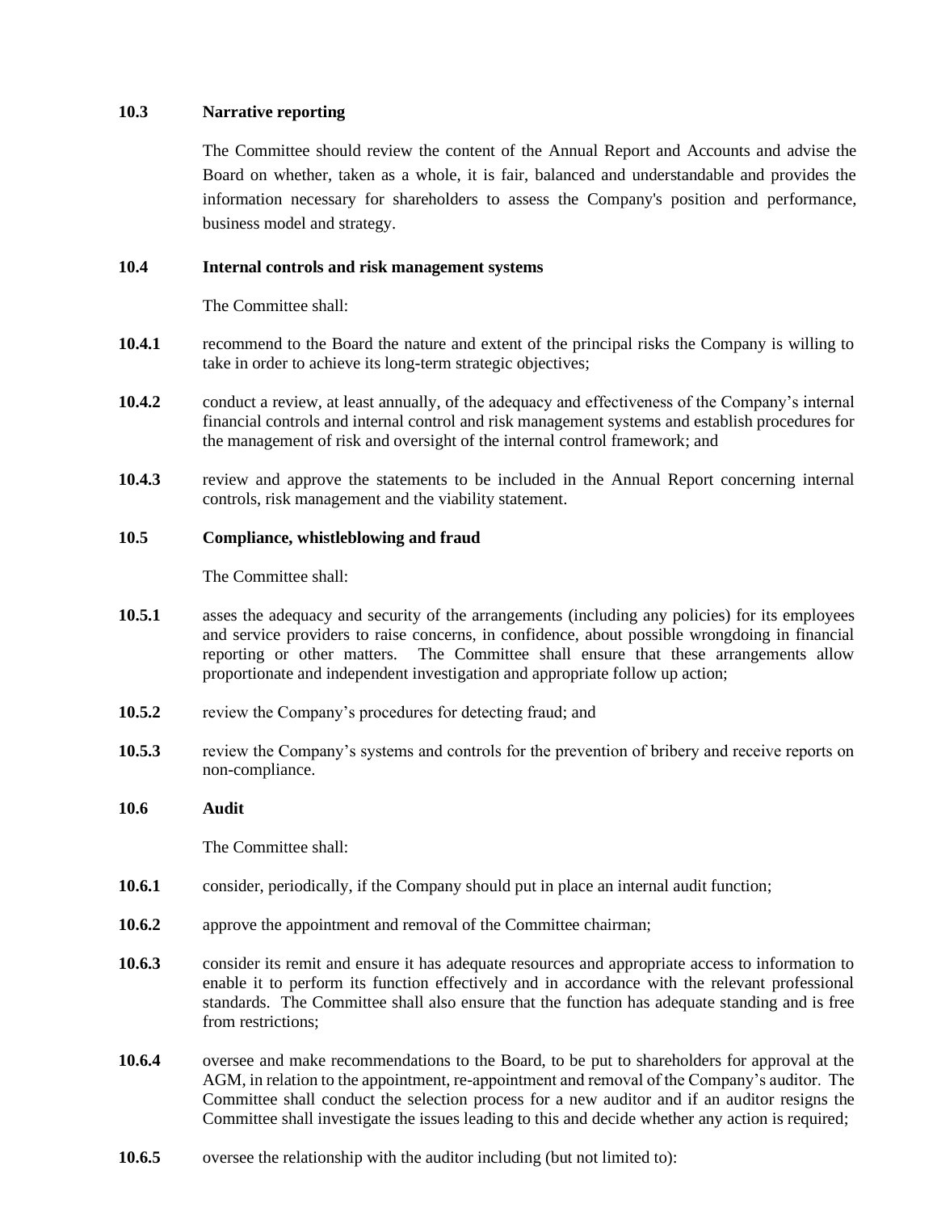### 10.3 Narrative reporting

The Committee should review the content of the Annual Report and Accounts and advise the Board on whether, taken as a whole, it is fair, balanced and understandable and provides the information necessary for shareholders to assess the Company's position and performance, business model and strategy.

### 10.4 Internal controls and risk management systems

The Committee shall:

**10.4.1** recommend to the Board the nature and extent of the principal risks the Company is willing to take in order to achieve its long-term strategic objectives;

**10.4.2** conduct a review, at least annually, of the adequacy and effectiveness of the Company's internal financial controls and internal control and risk management systems and establish procedures for the management of risk and oversight of the internal control framework; and

**10.4.3** review and approve the statements to be included in the Annual Report concerning internal controls, risk management and the viability statement.

### 10.5 Compliance, whistleblowing and fraud

The Committee shall:

**10.5.1** asses the adequacy and security of the arrangements (including any policies) for its employees and service providers to raise concerns, in confidence, about possible wrongdoing in financial reporting or other matters. The Committee shall ensure that these arrangements allow proportionate and independent investigation and appropriate follow up action;

**10.5.2** review the Company's procedures for detecting fraud; and

**10.5.3** review the Company's systems and controls for the prevention of bribery and receive reports on non-compliance.

### 10.6 Audit

The Committee shall:

**10.6.1** consider, periodically, if the Company should put in place an internal audit function;

**10.6.2** approve the appointment and removal of the Committee chairman;

**10.6.3** consider its remit and ensure it has adequate resources and appropriate access to information to enable it to perform its function effectively and in accordance with the relevant professional standards. The Committee shall also ensure that the function has adequate standing and is free from restrictions;

**10.6.4** oversee and make recommendations to the Board, to be put to shareholders for approval at the AGM, in relation to the appointment, re-appointment and removal of the Company's auditor. The Committee shall conduct the selection process for a new auditor and if an auditor resigns the Committee shall investigate the issues leading to this and decide whether any action is required;

**10.6.5** oversee the relationship with the auditor including (but not limited to):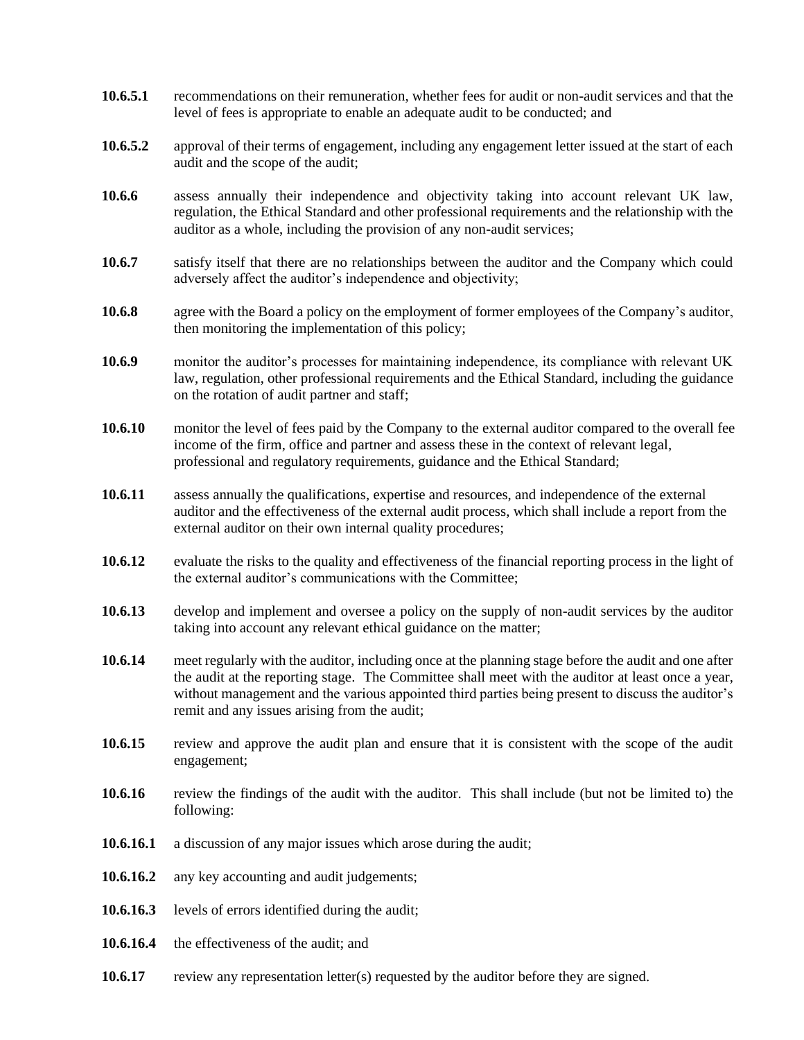**10.6.5.1** recommendations on their remuneration, whether fees for audit or non-audit services and that the level of fees is appropriate to enable an adequate audit to be conducted; and

**10.6.5.2** approval of their terms of engagement, including any engagement letter issued at the start of each audit and the scope of the audit;

**10.6.6** assess annually their independence and objectivity taking into account relevant UK law, regulation, the Ethical Standard and other professional requirements and the relationship with the auditor as a whole, including the provision of any non-audit services;

**10.6.7** satisfy itself that there are no relationships between the auditor and the Company which could adversely affect the auditor's independence and objectivity;

**10.6.8** agree with the Board a policy on the employment of former employees of the Company's auditor, then monitoring the implementation of this policy;

**10.6.9** monitor the auditor's processes for maintaining independence, its compliance with relevant UK law, regulation, other professional requirements and the Ethical Standard, including the guidance on the rotation of audit partner and staff;

**10.6.10** monitor the level of fees paid by the Company to the external auditor compared to the overall fee income of the firm, office and partner and assess these in the context of relevant legal, professional and regulatory requirements, guidance and the Ethical Standard;

**10.6.11** assess annually the qualifications, expertise and resources, and independence of the external auditor and the effectiveness of the external audit process, which shall include a report from the external auditor on their own internal quality procedures;

**10.6.12** evaluate the risks to the quality and effectiveness of the financial reporting process in the light of the external auditor's communications with the Committee;

**10.6.13** develop and implement and oversee a policy on the supply of non-audit services by the auditor taking into account any relevant ethical guidance on the matter;

**10.6.14** meet regularly with the auditor, including once at the planning stage before the audit and one after the audit at the reporting stage. The Committee shall meet with the auditor at least once a year, without management and the various appointed third parties being present to discuss the auditor's remit and any issues arising from the audit;

**10.6.15** review and approve the audit plan and ensure that it is consistent with the scope of the audit engagement;

**10.6.16** review the findings of the audit with the auditor. This shall include (but not be limited to) the following:

**10.6.16.1** a discussion of any major issues which arose during the audit;

**10.6.16.2** any key accounting and audit judgements;

**10.6.16.3** levels of errors identified during the audit;

**10.6.16.4** the effectiveness of the audit; and

**10.6.17** review any representation letter(s) requested by the auditor before they are signed.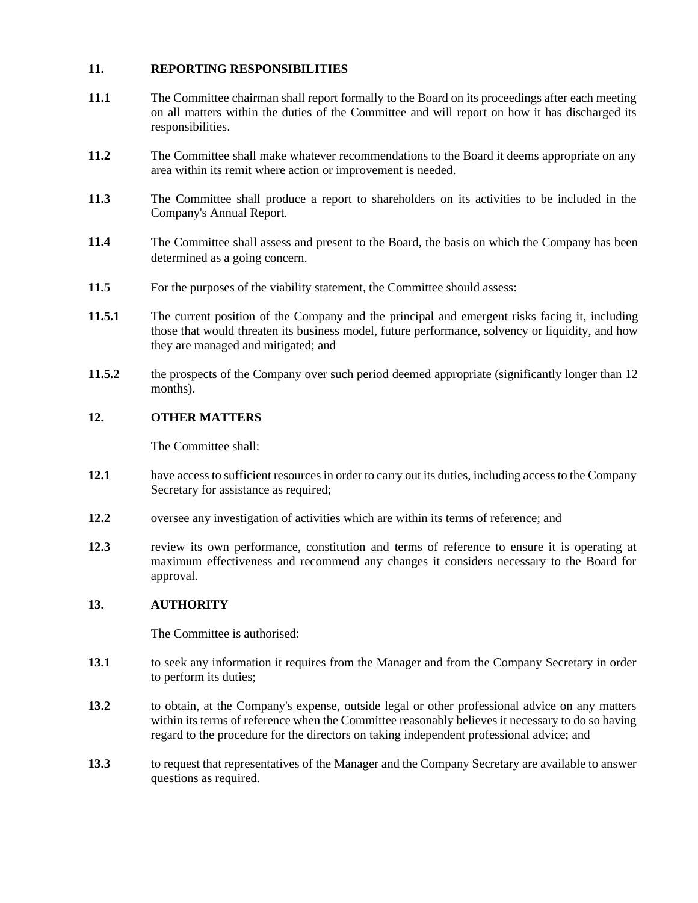## 11. REPORTING RESPONSIBILITIES

**11.1** The Committee chairman shall report formally to the Board on its proceedings after each meeting on all matters within the duties of the Committee and will report on how it has discharged its responsibilities.

**11.2** The Committee shall make whatever recommendations to the Board it deems appropriate on any area within its remit where action or improvement is needed.

**11.3** The Committee shall produce a report to shareholders on its activities to be included in the Company's Annual Report.

**11.4** The Committee shall assess and present to the Board, the basis on which the Company has been determined as a going concern.

**11.5** For the purposes of the viability statement, the Committee should assess:

**11.5.1** The current position of the Company and the principal and emergent risks facing it, including those that would threaten its business model, future performance, solvency or liquidity, and how they are managed and mitigated; and

**11.5.2** the prospects of the Company over such period deemed appropriate (significantly longer than 12 months).

## 12. OTHER MATTERS

The Committee shall:

**12.1** have access to sufficient resources in order to carry out its duties, including access to the Company Secretary for assistance as required;

**12.2** oversee any investigation of activities which are within its terms of reference; and

**12.3** review its own performance, constitution and terms of reference to ensure it is operating at maximum effectiveness and recommend any changes it considers necessary to the Board for approval.

## 13. AUTHORITY

The Committee is authorised:

**13.1** to seek any information it requires from the Manager and from the Company Secretary in order to perform its duties;

**13.2** to obtain, at the Company's expense, outside legal or other professional advice on any matters within its terms of reference when the Committee reasonably believes it necessary to do so having regard to the procedure for the directors on taking independent professional advice; and

**13.3** to request that representatives of the Manager and the Company Secretary are available to answer questions as required.